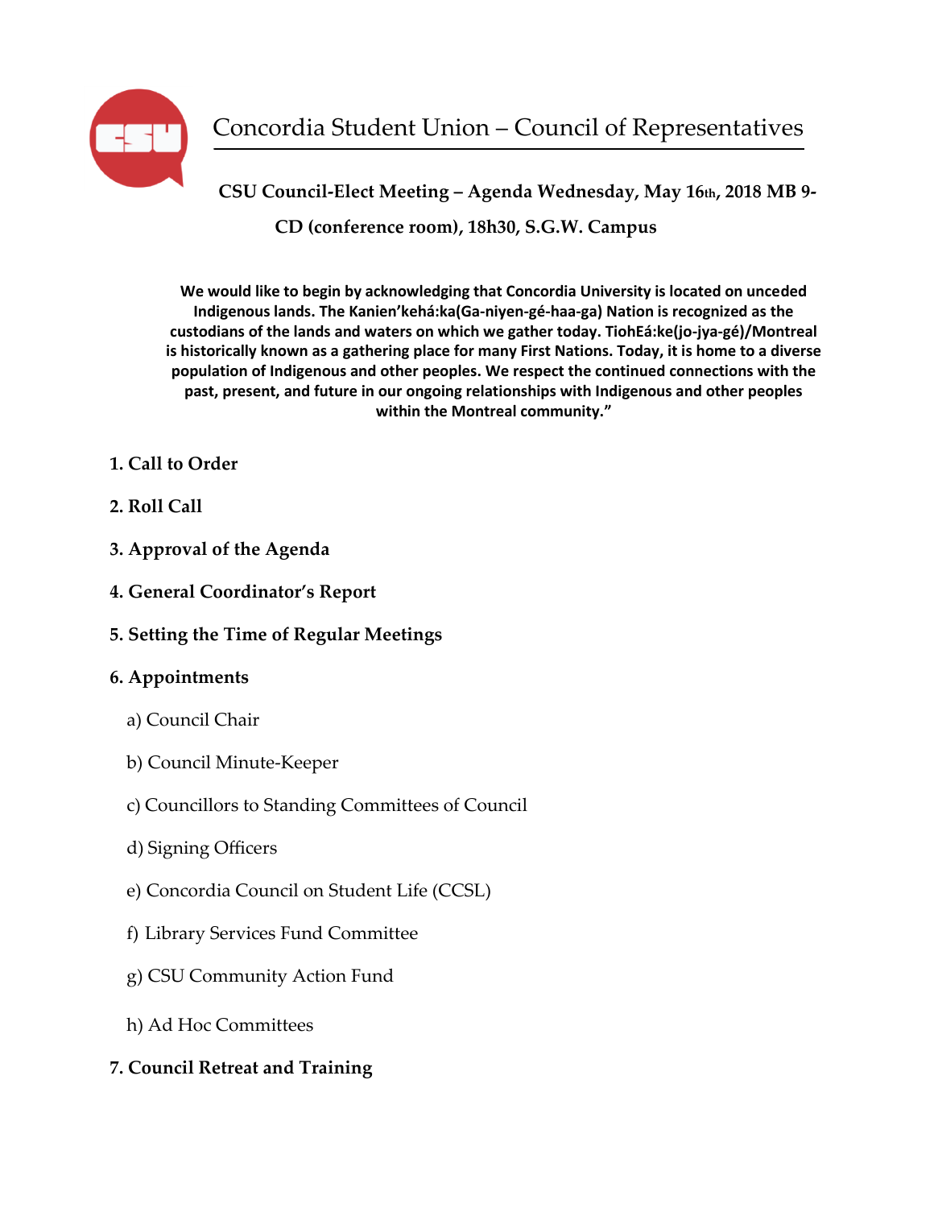# Concordia Student Union – Council of Representatives

**CSU Council-Elect Meeting – Agenda Wednesday, May 16th, 2018 MB 9-CD (conference room), 18h30, S.G.W. Campus**

**We would like to begin by acknowledging that Concordia University is located on unceded Indigenous lands. The Kanien'kehá:ka(Ga-niyen-gé-haa-ga) Nation is recognized as the custodians of the lands and waters on which we gather today. TiohEá:ke(jo-jya-gé)/Montreal is historically known as a gathering place for many First Nations. Today, it is home to a diverse population of Indigenous and other peoples. We respect the continued connections with the past, present, and future in our ongoing relationships with Indigenous and other peoples within the Montreal community."**

**1. Call to Order**

**2. Roll Call**

**3. Approval of the Agenda**

**4. General Coordinator's Report**

**5. Setting the Time of Regular Meetings**

**6. Appointments**

a) Council Chair

b) Council Minute-Keeper

c) Councillors to Standing Committees of Council

d) Signing Officers

e) Concordia Council on Student Life (CCSL)

f) Library Services Fund Committee

g) CSU Community Action Fund

h) Ad Hoc Committees

**7. Council Retreat and Training**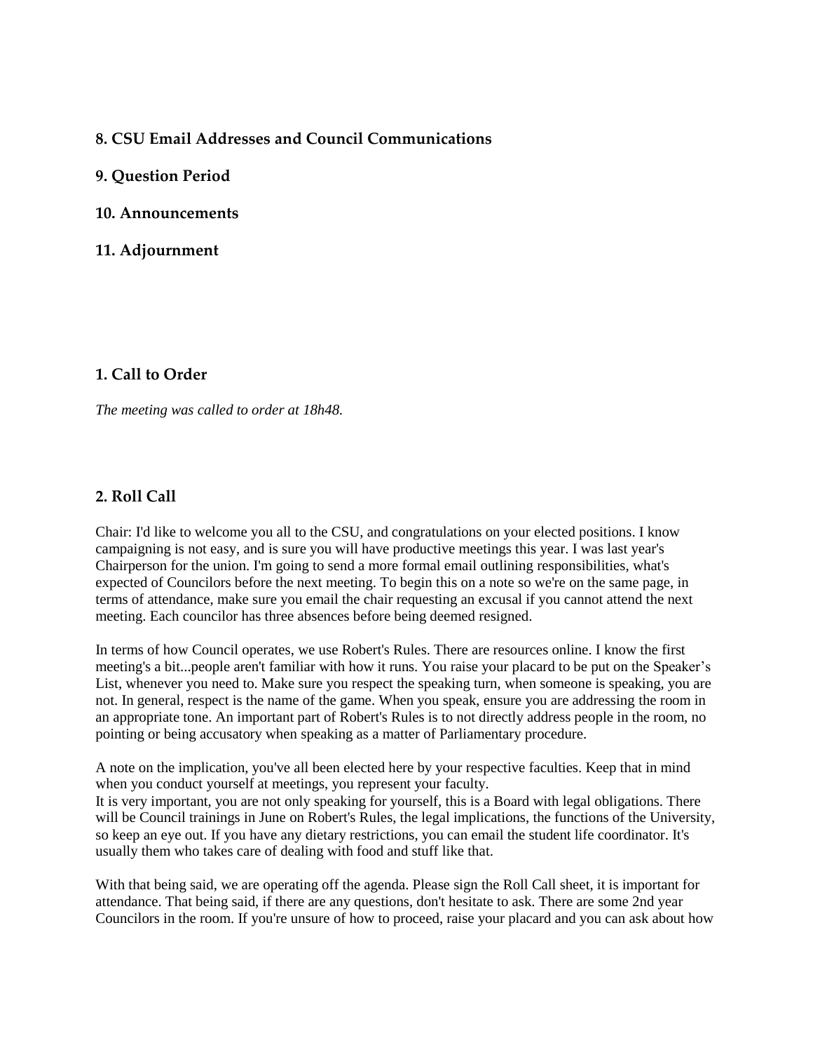## 8. CSU Email Addresses and Council Communications

## 9. Question Period

## 10. Announcements

## 11. Adjournment

## 1. Call to Order

*The meeting was called to order at 18h48.*

## 2. Roll Call

Chair: I'd like to welcome you all to the CSU, and congratulations on your elected positions. I know campaigning is not easy, and is sure you will have productive meetings this year. I was last year's Chairperson for the union. I'm going to send a more formal email outlining responsibilities, what's expected of Councilors before the next meeting. To begin this on a note so we're on the same page, in terms of attendance, make sure you email the chair requesting an excusal if you cannot attend the next meeting. Each councilor has three absences before being deemed resigned.

In terms of how Council operates, we use Robert's Rules. There are resources online. I know the first meeting's a bit...people aren't familiar with how it runs. You raise your placard to be put on the Speaker's List, whenever you need to. Make sure you respect the speaking turn, when someone is speaking, you are not. In general, respect is the name of the game. When you speak, ensure you are addressing the room in an appropriate tone. An important part of Robert's Rules is to not directly address people in the room, no pointing or being accusatory when speaking as a matter of Parliamentary procedure.

A note on the implication, you've all been elected here by your respective faculties. Keep that in mind when you conduct yourself at meetings, you represent your faculty.
It is very important, you are not only speaking for yourself, this is a Board with legal obligations. There will be Council trainings in June on Robert's Rules, the legal implications, the functions of the University, so keep an eye out. If you have any dietary restrictions, you can email the student life coordinator. It's usually them who takes care of dealing with food and stuff like that.

With that being said, we are operating off the agenda. Please sign the Roll Call sheet, it is important for attendance. That being said, if there are any questions, don't hesitate to ask. There are some 2nd year Councilors in the room. If you're unsure of how to proceed, raise your placard and you can ask about how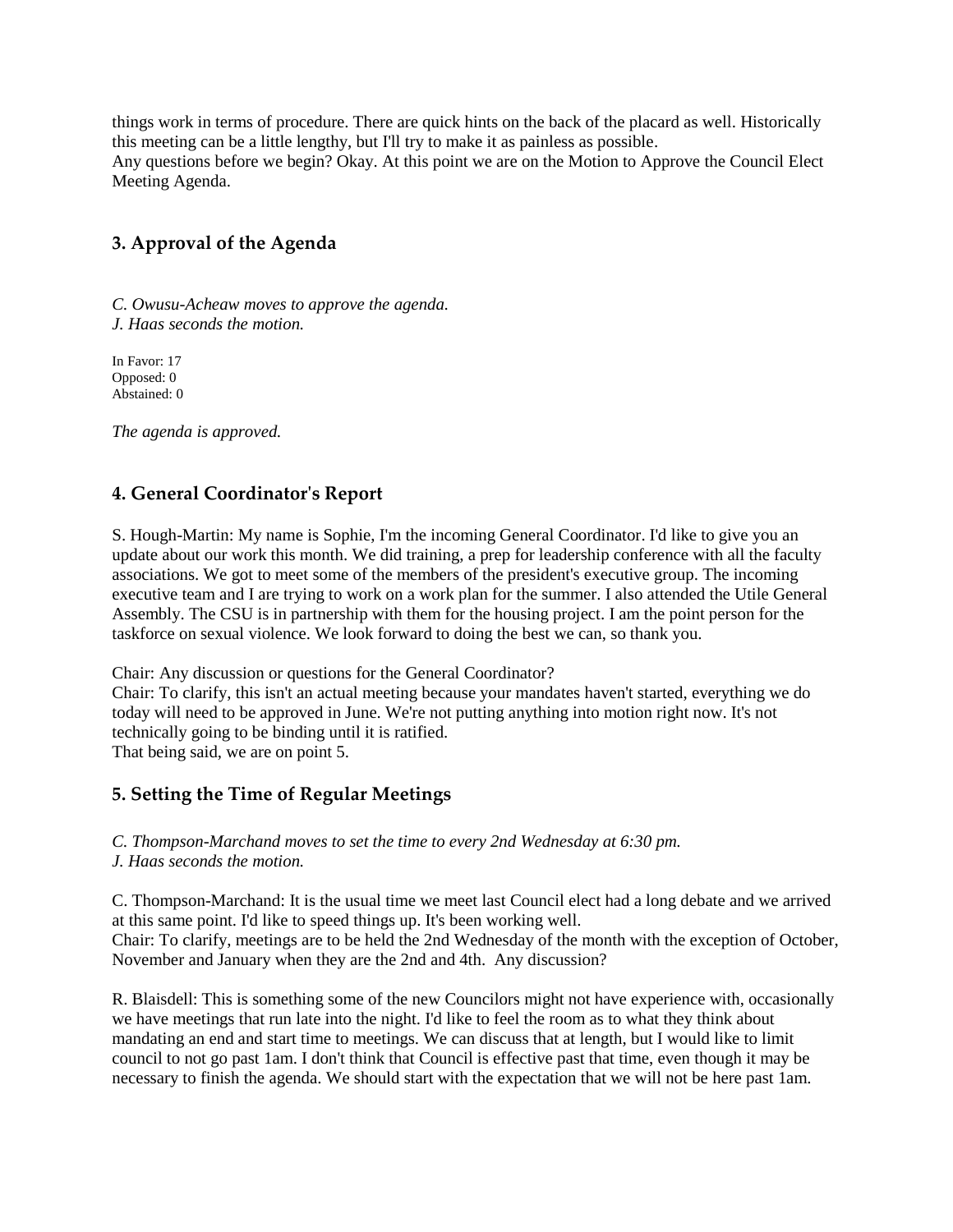things work in terms of procedure. There are quick hints on the back of the placard as well. Historically this meeting can be a little lengthy, but I'll try to make it as painless as possible.
Any questions before we begin? Okay. At this point we are on the Motion to Approve the Council Elect Meeting Agenda.

## 3. Approval of the Agenda

*C. Owusu-Acheaw moves to approve the agenda.*
*J. Haas seconds the motion.*

In Favor: 17
Opposed: 0
Abstained: 0

*The agenda is approved.*

## 4. General Coordinator's Report

S. Hough-Martin: My name is Sophie, I'm the incoming General Coordinator. I'd like to give you an update about our work this month. We did training, a prep for leadership conference with all the faculty associations. We got to meet some of the members of the president's executive group. The incoming executive team and I are trying to work on a work plan for the summer. I also attended the Utile General Assembly. The CSU is in partnership with them for the housing project. I am the point person for the taskforce on sexual violence. We look forward to doing the best we can, so thank you.

Chair: Any discussion or questions for the General Coordinator?
Chair: To clarify, this isn't an actual meeting because your mandates haven't started, everything we do today will need to be approved in June. We're not putting anything into motion right now. It's not technically going to be binding until it is ratified.
That being said, we are on point 5.

## 5. Setting the Time of Regular Meetings

*C. Thompson-Marchand moves to set the time to every 2nd Wednesday at 6:30 pm.*
*J. Haas seconds the motion.*

C. Thompson-Marchand: It is the usual time we meet last Council elect had a long debate and we arrived at this same point. I'd like to speed things up. It's been working well.
Chair: To clarify, meetings are to be held the 2nd Wednesday of the month with the exception of October, November and January when they are the 2nd and 4th. Any discussion?

R. Blaisdell: This is something some of the new Councilors might not have experience with, occasionally we have meetings that run late into the night. I'd like to feel the room as to what they think about mandating an end and start time to meetings. We can discuss that at length, but I would like to limit council to not go past 1am. I don't think that Council is effective past that time, even though it may be necessary to finish the agenda. We should start with the expectation that we will not be here past 1am.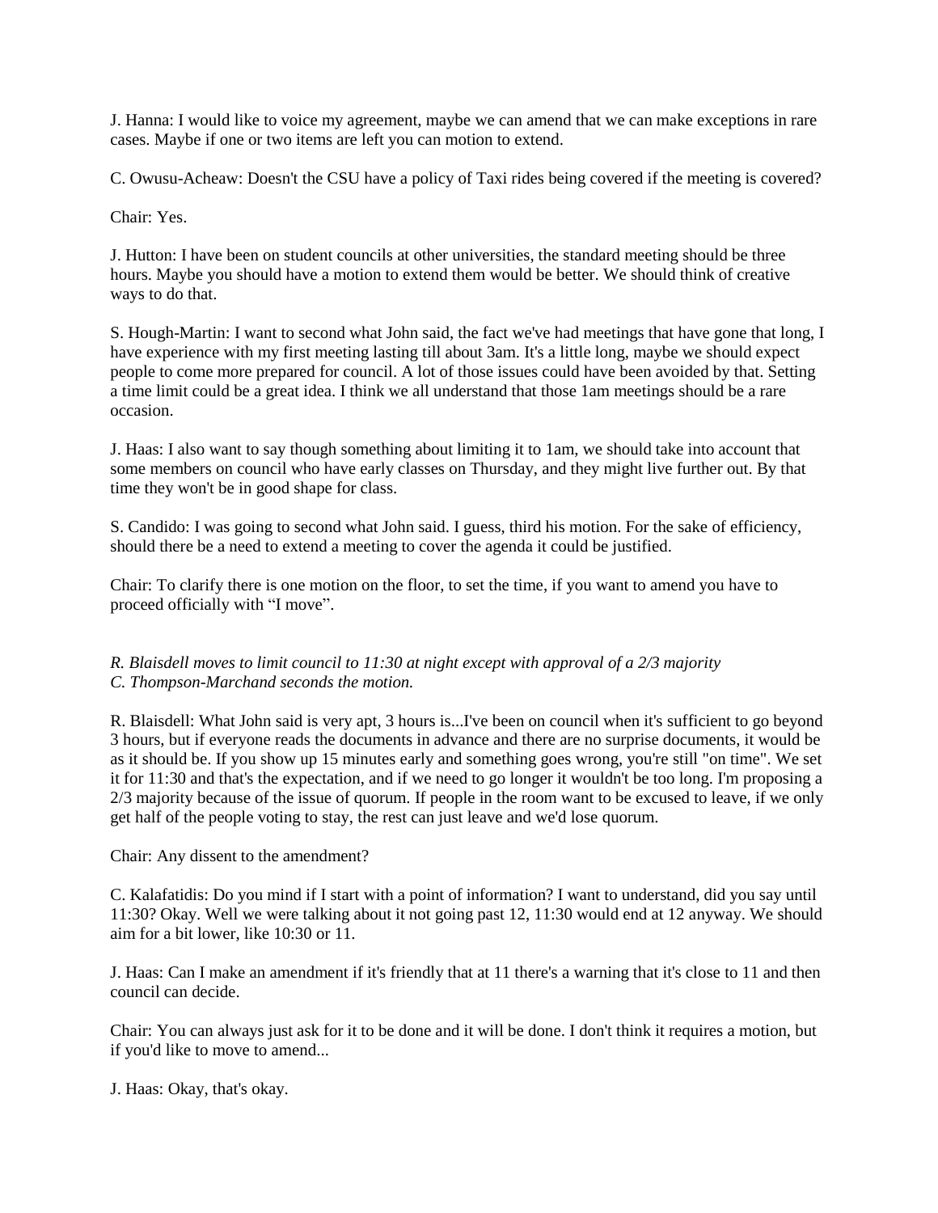J. Hanna: I would like to voice my agreement, maybe we can amend that we can make exceptions in rare cases. Maybe if one or two items are left you can motion to extend.

C. Owusu-Acheaw: Doesn't the CSU have a policy of Taxi rides being covered if the meeting is covered?

Chair: Yes.

J. Hutton: I have been on student councils at other universities, the standard meeting should be three hours. Maybe you should have a motion to extend them would be better. We should think of creative ways to do that.

S. Hough-Martin: I want to second what John said, the fact we've had meetings that have gone that long, I have experience with my first meeting lasting till about 3am. It's a little long, maybe we should expect people to come more prepared for council. A lot of those issues could have been avoided by that. Setting a time limit could be a great idea. I think we all understand that those 1am meetings should be a rare occasion.

J. Haas: I also want to say though something about limiting it to 1am, we should take into account that some members on council who have early classes on Thursday, and they might live further out. By that time they won't be in good shape for class.

S. Candido: I was going to second what John said. I guess, third his motion. For the sake of efficiency, should there be a need to extend a meeting to cover the agenda it could be justified.

Chair: To clarify there is one motion on the floor, to set the time, if you want to amend you have to proceed officially with "I move".

*R. Blaisdell moves to limit council to 11:30 at night except with approval of a 2/3 majority*
*C. Thompson-Marchand seconds the motion.*

R. Blaisdell: What John said is very apt, 3 hours is...I've been on council when it's sufficient to go beyond 3 hours, but if everyone reads the documents in advance and there are no surprise documents, it would be as it should be. If you show up 15 minutes early and something goes wrong, you're still "on time". We set it for 11:30 and that's the expectation, and if we need to go longer it wouldn't be too long. I'm proposing a 2/3 majority because of the issue of quorum. If people in the room want to be excused to leave, if we only get half of the people voting to stay, the rest can just leave and we'd lose quorum.

Chair: Any dissent to the amendment?

C. Kalafatidis: Do you mind if I start with a point of information? I want to understand, did you say until 11:30? Okay. Well we were talking about it not going past 12, 11:30 would end at 12 anyway. We should aim for a bit lower, like 10:30 or 11.

J. Haas: Can I make an amendment if it's friendly that at 11 there's a warning that it's close to 11 and then council can decide.

Chair: You can always just ask for it to be done and it will be done. I don't think it requires a motion, but if you'd like to move to amend...

J. Haas: Okay, that's okay.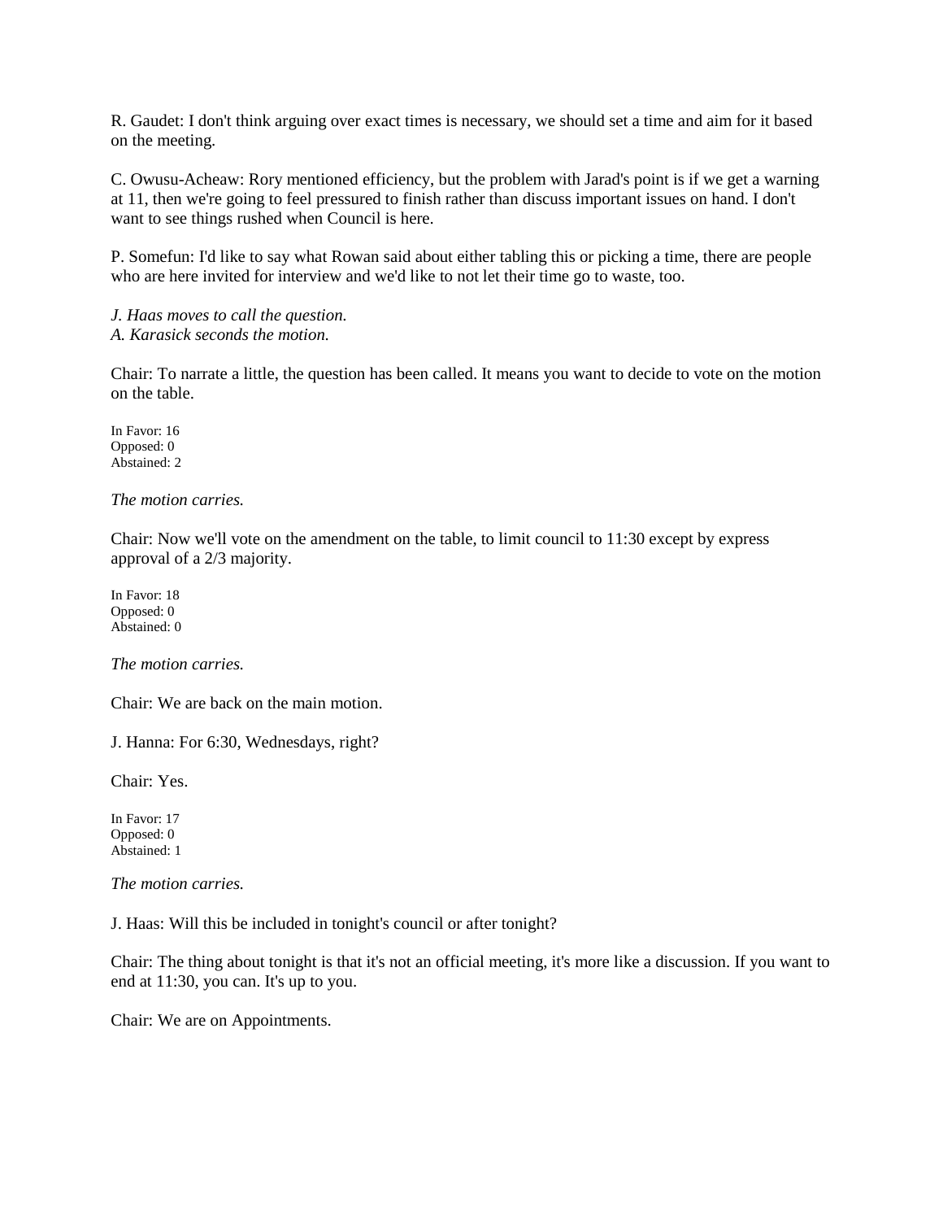R. Gaudet: I don't think arguing over exact times is necessary, we should set a time and aim for it based on the meeting.

C. Owusu-Acheaw: Rory mentioned efficiency, but the problem with Jarad's point is if we get a warning at 11, then we're going to feel pressured to finish rather than discuss important issues on hand. I don't want to see things rushed when Council is here.

P. Somefun: I'd like to say what Rowan said about either tabling this or picking a time, there are people who are here invited for interview and we'd like to not let their time go to waste, too.

*J. Haas moves to call the question.*
*A. Karasick seconds the motion.*

Chair: To narrate a little, the question has been called. It means you want to decide to vote on the motion on the table.

In Favor: 16
Opposed: 0
Abstained: 2

*The motion carries.*

Chair: Now we'll vote on the amendment on the table, to limit council to 11:30 except by express approval of a 2/3 majority.

In Favor: 18
Opposed: 0
Abstained: 0

*The motion carries.*

Chair: We are back on the main motion.

J. Hanna: For 6:30, Wednesdays, right?

Chair: Yes.

In Favor: 17
Opposed: 0
Abstained: 1

*The motion carries.*

J. Haas: Will this be included in tonight's council or after tonight?

Chair: The thing about tonight is that it's not an official meeting, it's more like a discussion. If you want to end at 11:30, you can. It's up to you.

Chair: We are on Appointments.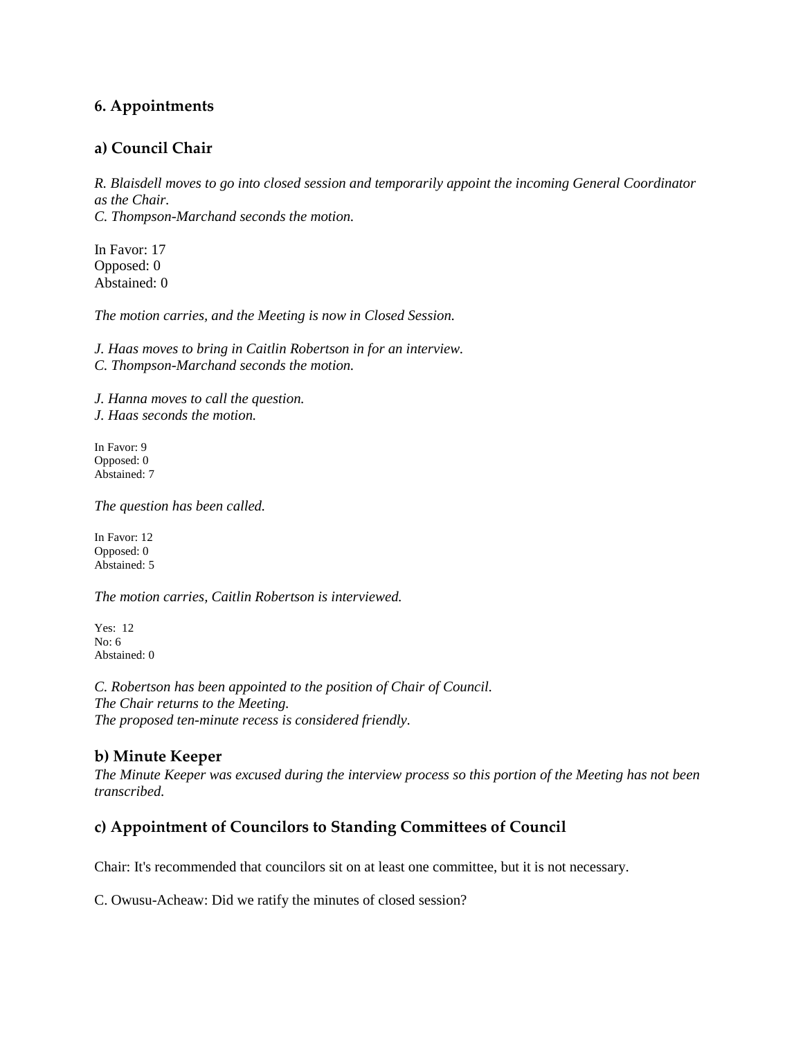## 6. Appointments

### a) Council Chair

*R. Blaisdell moves to go into closed session and temporarily appoint the incoming General Coordinator as the Chair.*
*C. Thompson-Marchand seconds the motion.*

In Favor: 17
Opposed: 0
Abstained: 0

*The motion carries, and the Meeting is now in Closed Session.*

*J. Haas moves to bring in Caitlin Robertson in for an interview.*
*C. Thompson-Marchand seconds the motion.*

*J. Hanna moves to call the question.*
*J. Haas seconds the motion.*

In Favor: 9
Opposed: 0
Abstained: 7

*The question has been called.*

In Favor: 12
Opposed: 0
Abstained: 5

*The motion carries, Caitlin Robertson is interviewed.*

Yes: 12
No: 6
Abstained: 0

*C. Robertson has been appointed to the position of Chair of Council.*
*The Chair returns to the Meeting.*
*The proposed ten-minute recess is considered friendly.*

### b) Minute Keeper

*The Minute Keeper was excused during the interview process so this portion of the Meeting has not been transcribed.*

### c) Appointment of Councilors to Standing Committees of Council

Chair: It's recommended that councilors sit on at least one committee, but it is not necessary.

C. Owusu-Acheaw: Did we ratify the minutes of closed session?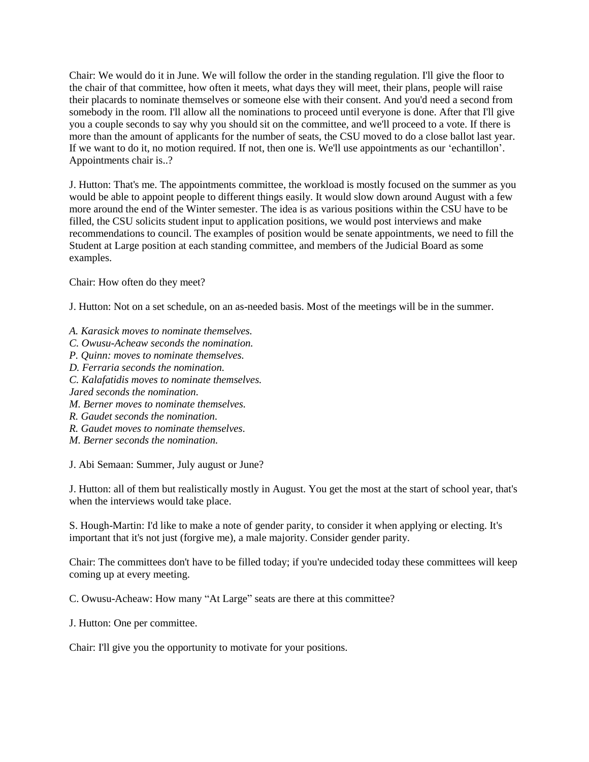Chair: We would do it in June. We will follow the order in the standing regulation. I'll give the floor to the chair of that committee, how often it meets, what days they will meet, their plans, people will raise their placards to nominate themselves or someone else with their consent. And you'd need a second from somebody in the room. I'll allow all the nominations to proceed until everyone is done. After that I'll give you a couple seconds to say why you should sit on the committee, and we'll proceed to a vote. If there is more than the amount of applicants for the number of seats, the CSU moved to do a close ballot last year. If we want to do it, no motion required. If not, then one is. We'll use appointments as our 'echantillon'. Appointments chair is..?

J. Hutton: That's me. The appointments committee, the workload is mostly focused on the summer as you would be able to appoint people to different things easily. It would slow down around August with a few more around the end of the Winter semester. The idea is as various positions within the CSU have to be filled, the CSU solicits student input to application positions, we would post interviews and make recommendations to council. The examples of position would be senate appointments, we need to fill the Student at Large position at each standing committee, and members of the Judicial Board as some examples.

Chair: How often do they meet?

J. Hutton: Not on a set schedule, on an as-needed basis. Most of the meetings will be in the summer.

*A. Karasick moves to nominate themselves.*
*C. Owusu-Acheaw seconds the nomination.*
*P. Quinn: moves to nominate themselves.*
*D. Ferraria seconds the nomination.*
*C. Kalafatidis moves to nominate themselves.*
*Jared seconds the nomination.*
*M. Berner moves to nominate themselves.*
*R. Gaudet seconds the nomination.*
*R. Gaudet moves to nominate themselves.*
*M. Berner seconds the nomination.*

J. Abi Semaan: Summer, July august or June?

J. Hutton: all of them but realistically mostly in August. You get the most at the start of school year, that's when the interviews would take place.

S. Hough-Martin: I'd like to make a note of gender parity, to consider it when applying or electing. It's important that it's not just (forgive me), a male majority. Consider gender parity.

Chair: The committees don't have to be filled today; if you're undecided today these committees will keep coming up at every meeting.

C. Owusu-Acheaw: How many "At Large" seats are there at this committee?

J. Hutton: One per committee.

Chair: I'll give you the opportunity to motivate for your positions.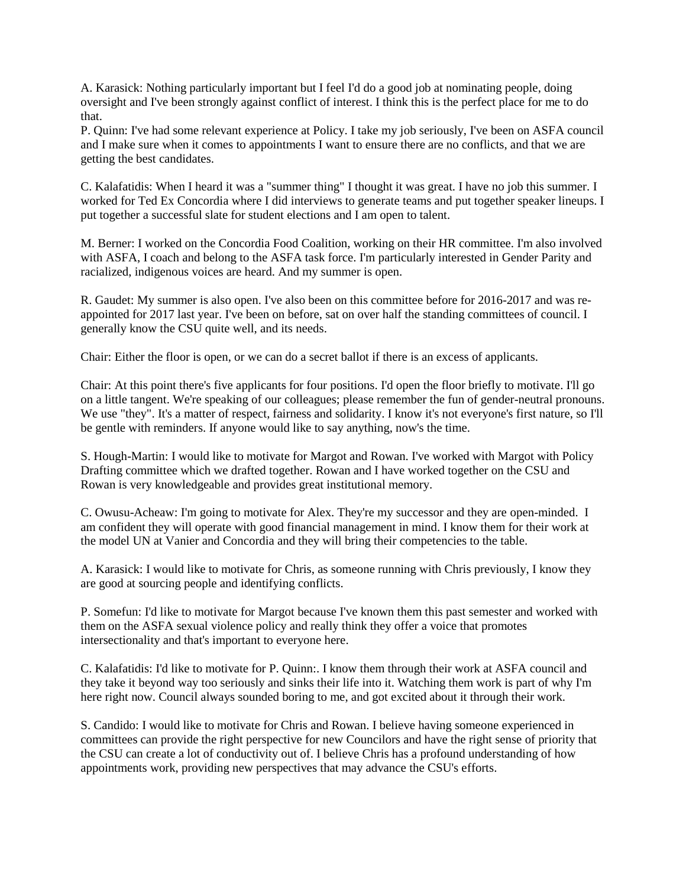A. Karasick: Nothing particularly important but I feel I'd do a good job at nominating people, doing oversight and I've been strongly against conflict of interest. I think this is the perfect place for me to do that.

P. Quinn: I've had some relevant experience at Policy. I take my job seriously, I've been on ASFA council and I make sure when it comes to appointments I want to ensure there are no conflicts, and that we are getting the best candidates.

C. Kalafatidis: When I heard it was a "summer thing" I thought it was great. I have no job this summer. I worked for Ted Ex Concordia where I did interviews to generate teams and put together speaker lineups. I put together a successful slate for student elections and I am open to talent.

M. Berner: I worked on the Concordia Food Coalition, working on their HR committee. I'm also involved with ASFA, I coach and belong to the ASFA task force. I'm particularly interested in Gender Parity and racialized, indigenous voices are heard. And my summer is open.

R. Gaudet: My summer is also open. I've also been on this committee before for 2016-2017 and was re-appointed for 2017 last year. I've been on before, sat on over half the standing committees of council. I generally know the CSU quite well, and its needs.

Chair: Either the floor is open, or we can do a secret ballot if there is an excess of applicants.

Chair: At this point there's five applicants for four positions. I'd open the floor briefly to motivate. I'll go on a little tangent. We're speaking of our colleagues; please remember the fun of gender-neutral pronouns. We use "they". It's a matter of respect, fairness and solidarity. I know it's not everyone's first nature, so I'll be gentle with reminders. If anyone would like to say anything, now's the time.

S. Hough-Martin: I would like to motivate for Margot and Rowan. I've worked with Margot with Policy Drafting committee which we drafted together. Rowan and I have worked together on the CSU and Rowan is very knowledgeable and provides great institutional memory.

C. Owusu-Acheaw: I'm going to motivate for Alex. They're my successor and they are open-minded. I am confident they will operate with good financial management in mind. I know them for their work at the model UN at Vanier and Concordia and they will bring their competencies to the table.

A. Karasick: I would like to motivate for Chris, as someone running with Chris previously, I know they are good at sourcing people and identifying conflicts.

P. Somefun: I'd like to motivate for Margot because I've known them this past semester and worked with them on the ASFA sexual violence policy and really think they offer a voice that promotes intersectionality and that's important to everyone here.

C. Kalafatidis: I'd like to motivate for P. Quinn:. I know them through their work at ASFA council and they take it beyond way too seriously and sinks their life into it. Watching them work is part of why I'm here right now. Council always sounded boring to me, and got excited about it through their work.

S. Candido: I would like to motivate for Chris and Rowan. I believe having someone experienced in committees can provide the right perspective for new Councilors and have the right sense of priority that the CSU can create a lot of conductivity out of. I believe Chris has a profound understanding of how appointments work, providing new perspectives that may advance the CSU's efforts.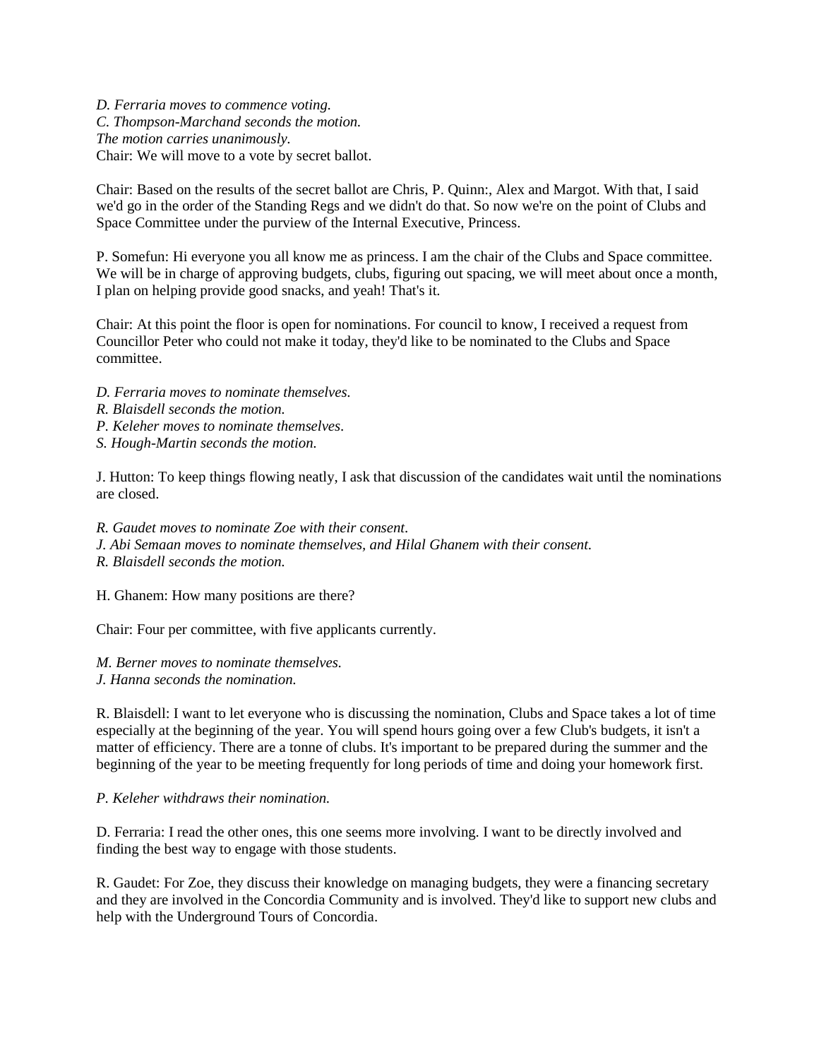*D. Ferraria moves to commence voting.*
*C. Thompson-Marchand seconds the motion.*
*The motion carries unanimously.*
Chair: We will move to a vote by secret ballot.

Chair: Based on the results of the secret ballot are Chris, P. Quinn:, Alex and Margot. With that, I said we'd go in the order of the Standing Regs and we didn't do that. So now we're on the point of Clubs and Space Committee under the purview of the Internal Executive, Princess.

P. Somefun: Hi everyone you all know me as princess. I am the chair of the Clubs and Space committee. We will be in charge of approving budgets, clubs, figuring out spacing, we will meet about once a month, I plan on helping provide good snacks, and yeah! That's it.

Chair: At this point the floor is open for nominations. For council to know, I received a request from Councillor Peter who could not make it today, they'd like to be nominated to the Clubs and Space committee.

*D. Ferraria moves to nominate themselves.*
*R. Blaisdell seconds the motion.*
*P. Keleher moves to nominate themselves.*
*S. Hough-Martin seconds the motion.*

J. Hutton: To keep things flowing neatly, I ask that discussion of the candidates wait until the nominations are closed.

*R. Gaudet moves to nominate Zoe with their consent.*
*J. Abi Semaan moves to nominate themselves, and Hilal Ghanem with their consent.*
*R. Blaisdell seconds the motion.*

H. Ghanem: How many positions are there?

Chair: Four per committee, with five applicants currently.

*M. Berner moves to nominate themselves.*
*J. Hanna seconds the nomination.*

R. Blaisdell: I want to let everyone who is discussing the nomination, Clubs and Space takes a lot of time especially at the beginning of the year. You will spend hours going over a few Club's budgets, it isn't a matter of efficiency. There are a tonne of clubs. It's important to be prepared during the summer and the beginning of the year to be meeting frequently for long periods of time and doing your homework first.

*P. Keleher withdraws their nomination.*

D. Ferraria: I read the other ones, this one seems more involving. I want to be directly involved and finding the best way to engage with those students.

R. Gaudet: For Zoe, they discuss their knowledge on managing budgets, they were a financing secretary and they are involved in the Concordia Community and is involved. They'd like to support new clubs and help with the Underground Tours of Concordia.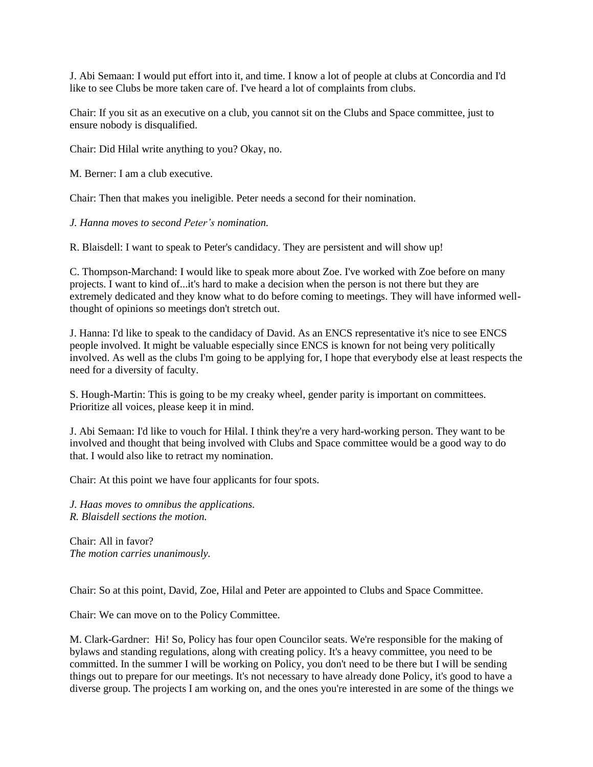J. Abi Semaan: I would put effort into it, and time. I know a lot of people at clubs at Concordia and I'd like to see Clubs be more taken care of. I've heard a lot of complaints from clubs.

Chair: If you sit as an executive on a club, you cannot sit on the Clubs and Space committee, just to ensure nobody is disqualified.

Chair: Did Hilal write anything to you? Okay, no.

M. Berner: I am a club executive.

Chair: Then that makes you ineligible. Peter needs a second for their nomination.

*J. Hanna moves to second Peter's nomination.*

R. Blaisdell: I want to speak to Peter's candidacy. They are persistent and will show up!

C. Thompson-Marchand: I would like to speak more about Zoe. I've worked with Zoe before on many projects. I want to kind of...it's hard to make a decision when the person is not there but they are extremely dedicated and they know what to do before coming to meetings. They will have informed well-thought of opinions so meetings don't stretch out.

J. Hanna: I'd like to speak to the candidacy of David. As an ENCS representative it's nice to see ENCS people involved. It might be valuable especially since ENCS is known for not being very politically involved. As well as the clubs I'm going to be applying for, I hope that everybody else at least respects the need for a diversity of faculty.

S. Hough-Martin: This is going to be my creaky wheel, gender parity is important on committees. Prioritize all voices, please keep it in mind.

J. Abi Semaan: I'd like to vouch for Hilal. I think they're a very hard-working person. They want to be involved and thought that being involved with Clubs and Space committee would be a good way to do that. I would also like to retract my nomination.

Chair: At this point we have four applicants for four spots.

*J. Haas moves to omnibus the applications.*
*R. Blaisdell sections the motion.*

Chair: All in favor?
*The motion carries unanimously.*

Chair: So at this point, David, Zoe, Hilal and Peter are appointed to Clubs and Space Committee.

Chair: We can move on to the Policy Committee.

M. Clark-Gardner: Hi! So, Policy has four open Councilor seats. We're responsible for the making of bylaws and standing regulations, along with creating policy. It's a heavy committee, you need to be committed. In the summer I will be working on Policy, you don't need to be there but I will be sending things out to prepare for our meetings. It's not necessary to have already done Policy, it's good to have a diverse group. The projects I am working on, and the ones you're interested in are some of the things we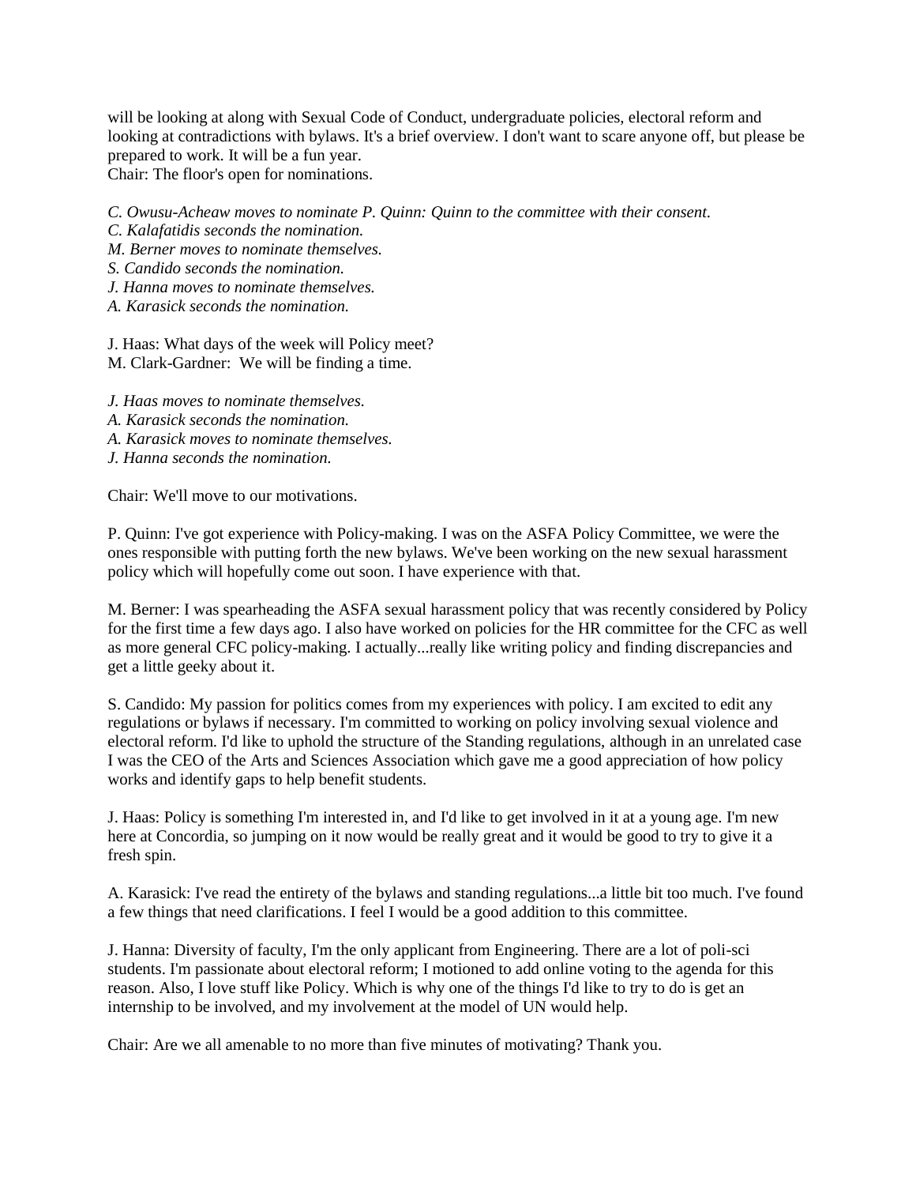will be looking at along with Sexual Code of Conduct, undergraduate policies, electoral reform and looking at contradictions with bylaws. It's a brief overview. I don't want to scare anyone off, but please be prepared to work. It will be a fun year.
Chair: The floor's open for nominations.

*C. Owusu-Acheaw moves to nominate P. Quinn: Quinn to the committee with their consent.*
*C. Kalafatidis seconds the nomination.*
*M. Berner moves to nominate themselves.*
*S. Candido seconds the nomination.*
*J. Hanna moves to nominate themselves.*
*A. Karasick seconds the nomination.*

J. Haas: What days of the week will Policy meet?
M. Clark-Gardner: We will be finding a time.

*J. Haas moves to nominate themselves.*
*A. Karasick seconds the nomination.*
*A. Karasick moves to nominate themselves.*
*J. Hanna seconds the nomination.*

Chair: We'll move to our motivations.

P. Quinn: I've got experience with Policy-making. I was on the ASFA Policy Committee, we were the ones responsible with putting forth the new bylaws. We've been working on the new sexual harassment policy which will hopefully come out soon. I have experience with that.

M. Berner: I was spearheading the ASFA sexual harassment policy that was recently considered by Policy for the first time a few days ago. I also have worked on policies for the HR committee for the CFC as well as more general CFC policy-making. I actually...really like writing policy and finding discrepancies and get a little geeky about it.

S. Candido: My passion for politics comes from my experiences with policy. I am excited to edit any regulations or bylaws if necessary. I'm committed to working on policy involving sexual violence and electoral reform. I'd like to uphold the structure of the Standing regulations, although in an unrelated case I was the CEO of the Arts and Sciences Association which gave me a good appreciation of how policy works and identify gaps to help benefit students.

J. Haas: Policy is something I'm interested in, and I'd like to get involved in it at a young age. I'm new here at Concordia, so jumping on it now would be really great and it would be good to try to give it a fresh spin.

A. Karasick: I've read the entirety of the bylaws and standing regulations...a little bit too much. I've found a few things that need clarifications. I feel I would be a good addition to this committee.

J. Hanna: Diversity of faculty, I'm the only applicant from Engineering. There are a lot of poli-sci students. I'm passionate about electoral reform; I motioned to add online voting to the agenda for this reason. Also, I love stuff like Policy. Which is why one of the things I'd like to try to do is get an internship to be involved, and my involvement at the model of UN would help.

Chair: Are we all amenable to no more than five minutes of motivating? Thank you.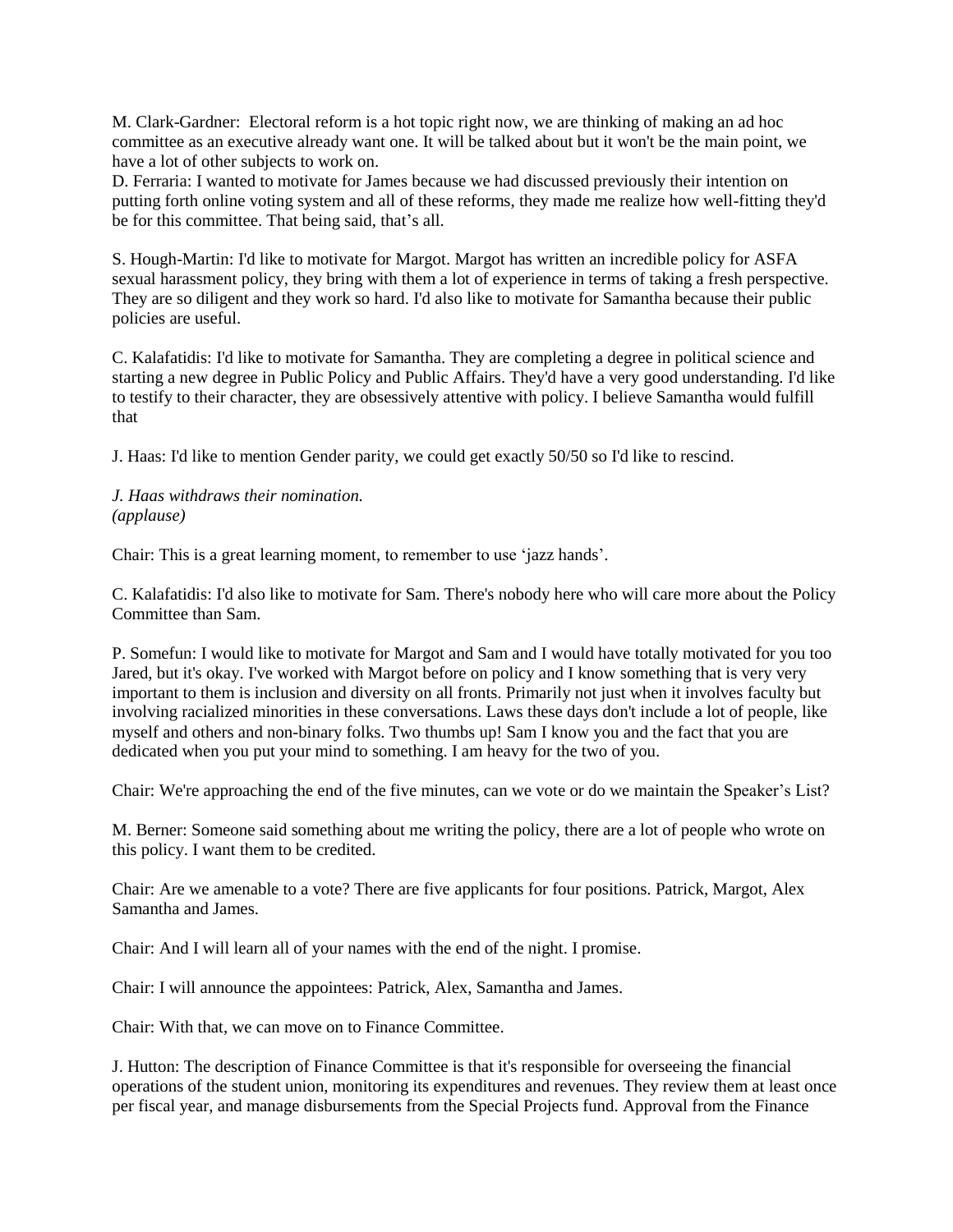M. Clark-Gardner: Electoral reform is a hot topic right now, we are thinking of making an ad hoc committee as an executive already want one. It will be talked about but it won't be the main point, we have a lot of other subjects to work on.

D. Ferraria: I wanted to motivate for James because we had discussed previously their intention on putting forth online voting system and all of these reforms, they made me realize how well-fitting they'd be for this committee. That being said, that's all.

S. Hough-Martin: I'd like to motivate for Margot. Margot has written an incredible policy for ASFA sexual harassment policy, they bring with them a lot of experience in terms of taking a fresh perspective. They are so diligent and they work so hard. I'd also like to motivate for Samantha because their public policies are useful.

C. Kalafatidis: I'd like to motivate for Samantha. They are completing a degree in political science and starting a new degree in Public Policy and Public Affairs. They'd have a very good understanding. I'd like to testify to their character, they are obsessively attentive with policy. I believe Samantha would fulfill that

J. Haas: I'd like to mention Gender parity, we could get exactly 50/50 so I'd like to rescind.

*J. Haas withdraws their nomination.*
*(applause)*

Chair: This is a great learning moment, to remember to use 'jazz hands'.

C. Kalafatidis: I'd also like to motivate for Sam. There's nobody here who will care more about the Policy Committee than Sam.

P. Somefun: I would like to motivate for Margot and Sam and I would have totally motivated for you too Jared, but it's okay. I've worked with Margot before on policy and I know something that is very very important to them is inclusion and diversity on all fronts. Primarily not just when it involves faculty but involving racialized minorities in these conversations. Laws these days don't include a lot of people, like myself and others and non-binary folks. Two thumbs up! Sam I know you and the fact that you are dedicated when you put your mind to something. I am heavy for the two of you.

Chair: We're approaching the end of the five minutes, can we vote or do we maintain the Speaker's List?

M. Berner: Someone said something about me writing the policy, there are a lot of people who wrote on this policy. I want them to be credited.

Chair: Are we amenable to a vote? There are five applicants for four positions. Patrick, Margot, Alex Samantha and James.

Chair: And I will learn all of your names with the end of the night. I promise.

Chair: I will announce the appointees: Patrick, Alex, Samantha and James.

Chair: With that, we can move on to Finance Committee.

J. Hutton: The description of Finance Committee is that it's responsible for overseeing the financial operations of the student union, monitoring its expenditures and revenues. They review them at least once per fiscal year, and manage disbursements from the Special Projects fund. Approval from the Finance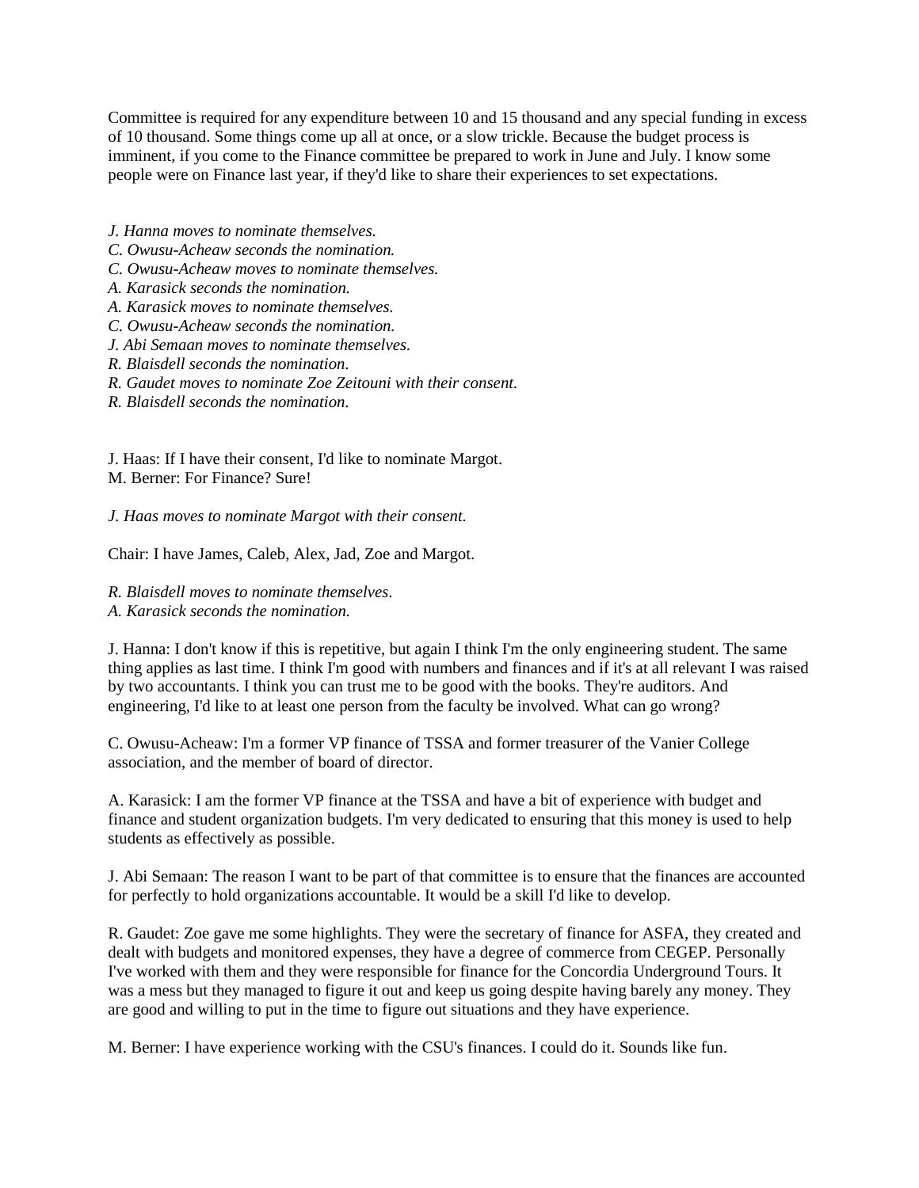Committee is required for any expenditure between 10 and 15 thousand and any special funding in excess of 10 thousand. Some things come up all at once, or a slow trickle. Because the budget process is imminent, if you come to the Finance committee be prepared to work in June and July. I know some people were on Finance last year, if they'd like to share their experiences to set expectations.

*J. Hanna moves to nominate themselves.*
*C. Owusu-Acheaw seconds the nomination.*
*C. Owusu-Acheaw moves to nominate themselves.*
*A. Karasick seconds the nomination.*
*A. Karasick moves to nominate themselves.*
*C. Owusu-Acheaw seconds the nomination.*
*J. Abi Semaan moves to nominate themselves.*
*R. Blaisdell seconds the nomination.*
*R. Gaudet moves to nominate Zoe Zeitouni with their consent.*
*R. Blaisdell seconds the nomination.*

J. Haas: If I have their consent, I'd like to nominate Margot.
M. Berner: For Finance? Sure!

*J. Haas moves to nominate Margot with their consent.*

Chair: I have James, Caleb, Alex, Jad, Zoe and Margot.

*R. Blaisdell moves to nominate themselves.*
*A. Karasick seconds the nomination.*

J. Hanna: I don't know if this is repetitive, but again I think I'm the only engineering student. The same thing applies as last time. I think I'm good with numbers and finances and if it's at all relevant I was raised by two accountants. I think you can trust me to be good with the books. They're auditors. And engineering, I'd like to at least one person from the faculty be involved. What can go wrong?

C. Owusu-Acheaw: I'm a former VP finance of TSSA and former treasurer of the Vanier College association, and the member of board of director.

A. Karasick: I am the former VP finance at the TSSA and have a bit of experience with budget and finance and student organization budgets. I'm very dedicated to ensuring that this money is used to help students as effectively as possible.

J. Abi Semaan: The reason I want to be part of that committee is to ensure that the finances are accounted for perfectly to hold organizations accountable. It would be a skill I'd like to develop.

R. Gaudet: Zoe gave me some highlights. They were the secretary of finance for ASFA, they created and dealt with budgets and monitored expenses, they have a degree of commerce from CEGEP. Personally I've worked with them and they were responsible for finance for the Concordia Underground Tours. It was a mess but they managed to figure it out and keep us going despite having barely any money. They are good and willing to put in the time to figure out situations and they have experience.

M. Berner: I have experience working with the CSU's finances. I could do it. Sounds like fun.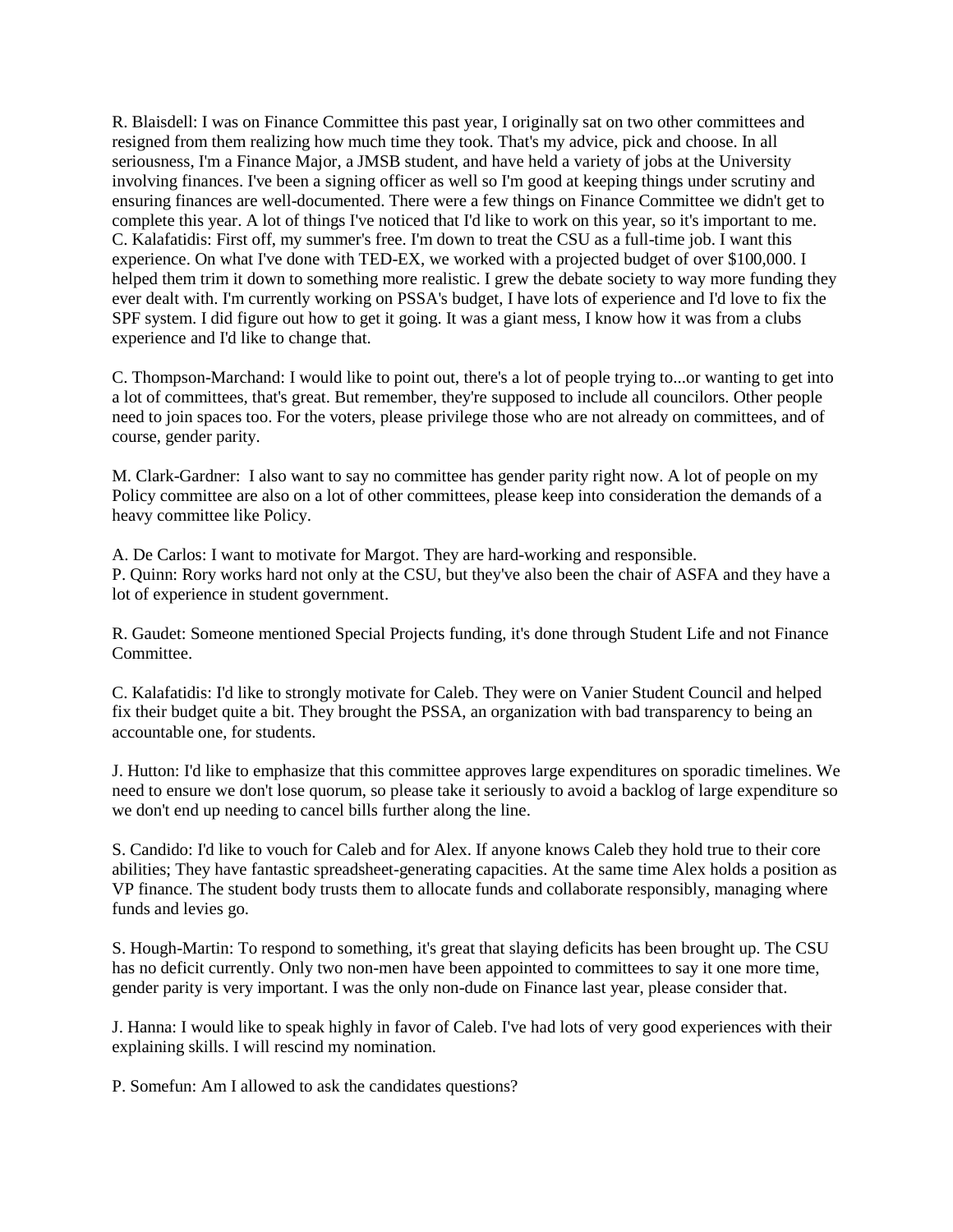R. Blaisdell: I was on Finance Committee this past year, I originally sat on two other committees and resigned from them realizing how much time they took. That's my advice, pick and choose. In all seriousness, I'm a Finance Major, a JMSB student, and have held a variety of jobs at the University involving finances. I've been a signing officer as well so I'm good at keeping things under scrutiny and ensuring finances are well-documented. There were a few things on Finance Committee we didn't get to complete this year. A lot of things I've noticed that I'd like to work on this year, so it's important to me.
C. Kalafatidis: First off, my summer's free. I'm down to treat the CSU as a full-time job. I want this experience. On what I've done with TED-EX, we worked with a projected budget of over $100,000. I helped them trim it down to something more realistic. I grew the debate society to way more funding they ever dealt with. I'm currently working on PSSA's budget, I have lots of experience and I'd love to fix the SPF system. I did figure out how to get it going. It was a giant mess, I know how it was from a clubs experience and I'd like to change that.

C. Thompson-Marchand: I would like to point out, there's a lot of people trying to...or wanting to get into a lot of committees, that's great. But remember, they're supposed to include all councilors. Other people need to join spaces too. For the voters, please privilege those who are not already on committees, and of course, gender parity.

M. Clark-Gardner: I also want to say no committee has gender parity right now. A lot of people on my Policy committee are also on a lot of other committees, please keep into consideration the demands of a heavy committee like Policy.

A. De Carlos: I want to motivate for Margot. They are hard-working and responsible.
P. Quinn: Rory works hard not only at the CSU, but they've also been the chair of ASFA and they have a lot of experience in student government.

R. Gaudet: Someone mentioned Special Projects funding, it's done through Student Life and not Finance Committee.

C. Kalafatidis: I'd like to strongly motivate for Caleb. They were on Vanier Student Council and helped fix their budget quite a bit. They brought the PSSA, an organization with bad transparency to being an accountable one, for students.

J. Hutton: I'd like to emphasize that this committee approves large expenditures on sporadic timelines. We need to ensure we don't lose quorum, so please take it seriously to avoid a backlog of large expenditure so we don't end up needing to cancel bills further along the line.

S. Candido: I'd like to vouch for Caleb and for Alex. If anyone knows Caleb they hold true to their core abilities; They have fantastic spreadsheet-generating capacities. At the same time Alex holds a position as VP finance. The student body trusts them to allocate funds and collaborate responsibly, managing where funds and levies go.

S. Hough-Martin: To respond to something, it's great that slaying deficits has been brought up. The CSU has no deficit currently. Only two non-men have been appointed to committees to say it one more time, gender parity is very important. I was the only non-dude on Finance last year, please consider that.

J. Hanna: I would like to speak highly in favor of Caleb. I've had lots of very good experiences with their explaining skills. I will rescind my nomination.

P. Somefun: Am I allowed to ask the candidates questions?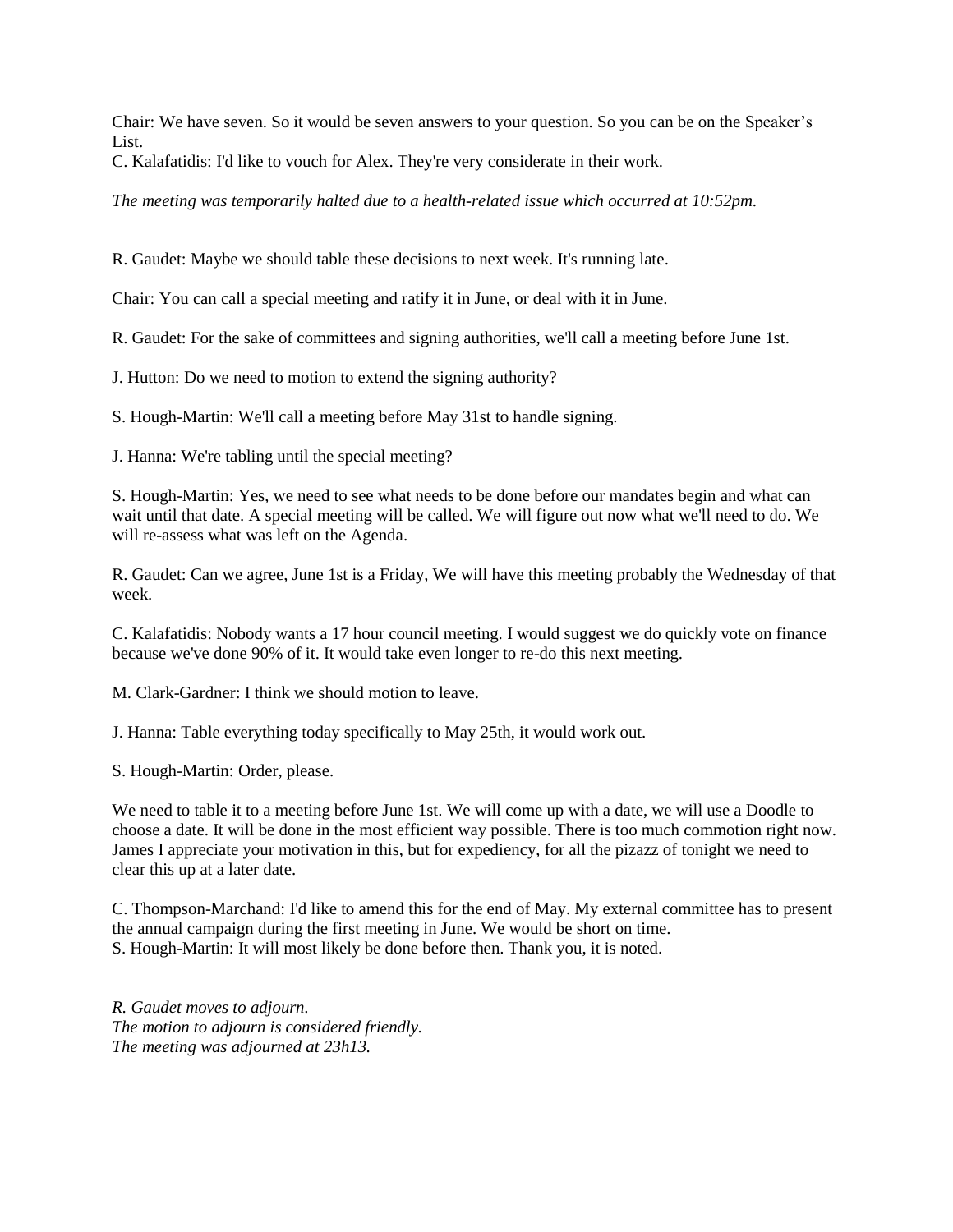Chair: We have seven. So it would be seven answers to your question. So you can be on the Speaker's List.
C. Kalafatidis: I'd like to vouch for Alex. They're very considerate in their work.

*The meeting was temporarily halted due to a health-related issue which occurred at 10:52pm.*

R. Gaudet: Maybe we should table these decisions to next week. It's running late.

Chair: You can call a special meeting and ratify it in June, or deal with it in June.

R. Gaudet: For the sake of committees and signing authorities, we'll call a meeting before June 1st.

J. Hutton: Do we need to motion to extend the signing authority?

S. Hough-Martin: We'll call a meeting before May 31st to handle signing.

J. Hanna: We're tabling until the special meeting?

S. Hough-Martin: Yes, we need to see what needs to be done before our mandates begin and what can wait until that date. A special meeting will be called. We will figure out now what we'll need to do. We will re-assess what was left on the Agenda.

R. Gaudet: Can we agree, June 1st is a Friday, We will have this meeting probably the Wednesday of that week.

C. Kalafatidis: Nobody wants a 17 hour council meeting. I would suggest we do quickly vote on finance because we've done 90% of it. It would take even longer to re-do this next meeting.

M. Clark-Gardner: I think we should motion to leave.

J. Hanna: Table everything today specifically to May 25th, it would work out.

S. Hough-Martin: Order, please.

We need to table it to a meeting before June 1st. We will come up with a date, we will use a Doodle to choose a date. It will be done in the most efficient way possible. There is too much commotion right now. James I appreciate your motivation in this, but for expediency, for all the pizazz of tonight we need to clear this up at a later date.

C. Thompson-Marchand: I'd like to amend this for the end of May. My external committee has to present the annual campaign during the first meeting in June. We would be short on time.
S. Hough-Martin: It will most likely be done before then. Thank you, it is noted.

*R. Gaudet moves to adjourn.*
*The motion to adjourn is considered friendly.*
*The meeting was adjourned at 23h13.*